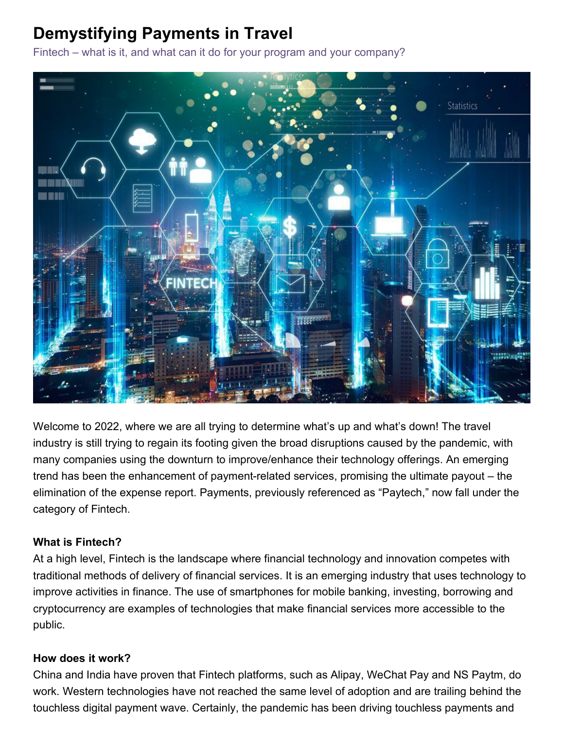# Demystifying Payments in Travel

Fintech – what is it, and what can it do for your program and your company?

Welcome to 2022, where we are all trying to determine what's up and what's down! The travel industry is still trying to regain its footing given the broad disruptions caused by the pandemic, with many companies using the downturn to improve/enhance their technology offerings. An emerging trend has been the enhancement of payment-related services, promising the ultimate payout – the elimination of the expense report. Payments, previously referenced as "Paytech," now fall under the category of Fintech.

**What is Fintech?**

At a high level, Fintech is the landscape where financial technology and innovation competes with traditional methods of delivery of financial services. It is an emerging industry that uses technology to improve activities in finance. The use of smartphones for mobile banking, investing, borrowing and cryptocurrency are examples of technologies that make financial services more accessible to the public.

**How does it work?**

China and India have proven that Fintech platforms, such as Alipay, WeChat Pay and NS Paytm, do work. Western technologies have not reached the same level of adoption and are trailing behind the touchless digital payment wave. Certainly, the pandemic has been driving touchless payments and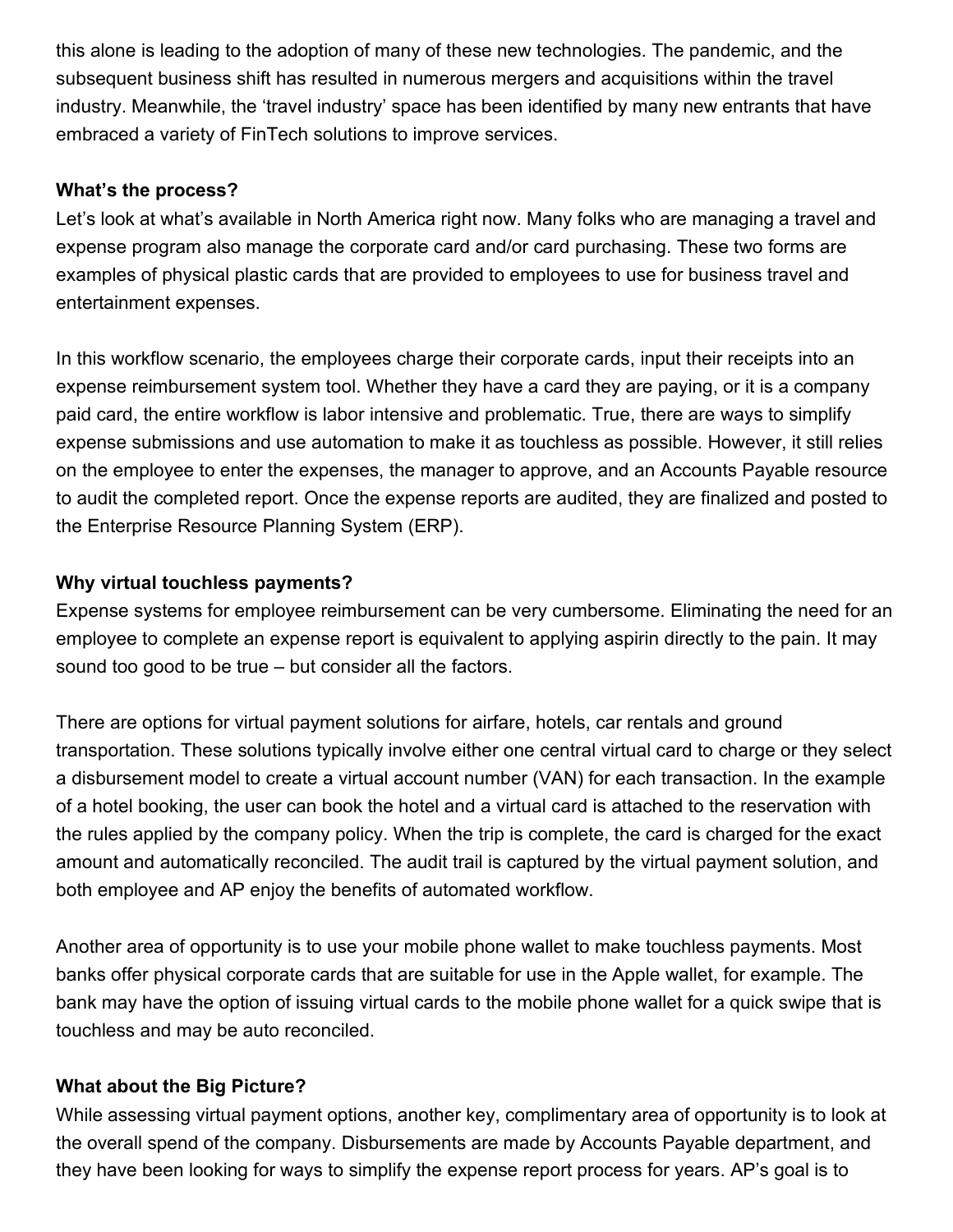this alone is leading to the adoption of many of these new technologies. The pandemic, and the subsequent business shift has resulted in numerous mergers and acquisitions within the travel industry. Meanwhile, the 'travel industry' space has been identified by many new entrants that have embraced a variety of FinTech solutions to improve services.

**What's the process?**

Let's look at what's available in North America right now. Many folks who are managing a travel and expense program also manage the corporate card and/or card purchasing. These two forms are examples of physical plastic cards that are provided to employees to use for business travel and entertainment expenses.

In this workflow scenario, the employees charge their corporate cards, input their receipts into an expense reimbursement system tool. Whether they have a card they are paying, or it is a company paid card, the entire workflow is labor intensive and problematic. True, there are ways to simplify expense submissions and use automation to make it as touchless as possible. However, it still relies on the employee to enter the expenses, the manager to approve, and an Accounts Payable resource to audit the completed report. Once the expense reports are audited, they are finalized and posted to the Enterprise Resource Planning System (ERP).

**Why virtual touchless payments?**

Expense systems for employee reimbursement can be very cumbersome. Eliminating the need for an employee to complete an expense report is equivalent to applying aspirin directly to the pain. It may sound too good to be true – but consider all the factors.

There are options for virtual payment solutions for airfare, hotels, car rentals and ground transportation. These solutions typically involve either one central virtual card to charge or they select a disbursement model to create a virtual account number (VAN) for each transaction. In the example of a hotel booking, the user can book the hotel and a virtual card is attached to the reservation with the rules applied by the company policy. When the trip is complete, the card is charged for the exact amount and automatically reconciled. The audit trail is captured by the virtual payment solution, and both employee and AP enjoy the benefits of automated workflow.

Another area of opportunity is to use your mobile phone wallet to make touchless payments. Most banks offer physical corporate cards that are suitable for use in the Apple wallet, for example. The bank may have the option of issuing virtual cards to the mobile phone wallet for a quick swipe that is touchless and may be auto reconciled.

**What about the Big Picture?**

While assessing virtual payment options, another key, complimentary area of opportunity is to look at the overall spend of the company. Disbursements are made by Accounts Payable department, and they have been looking for ways to simplify the expense report process for years. AP's goal is to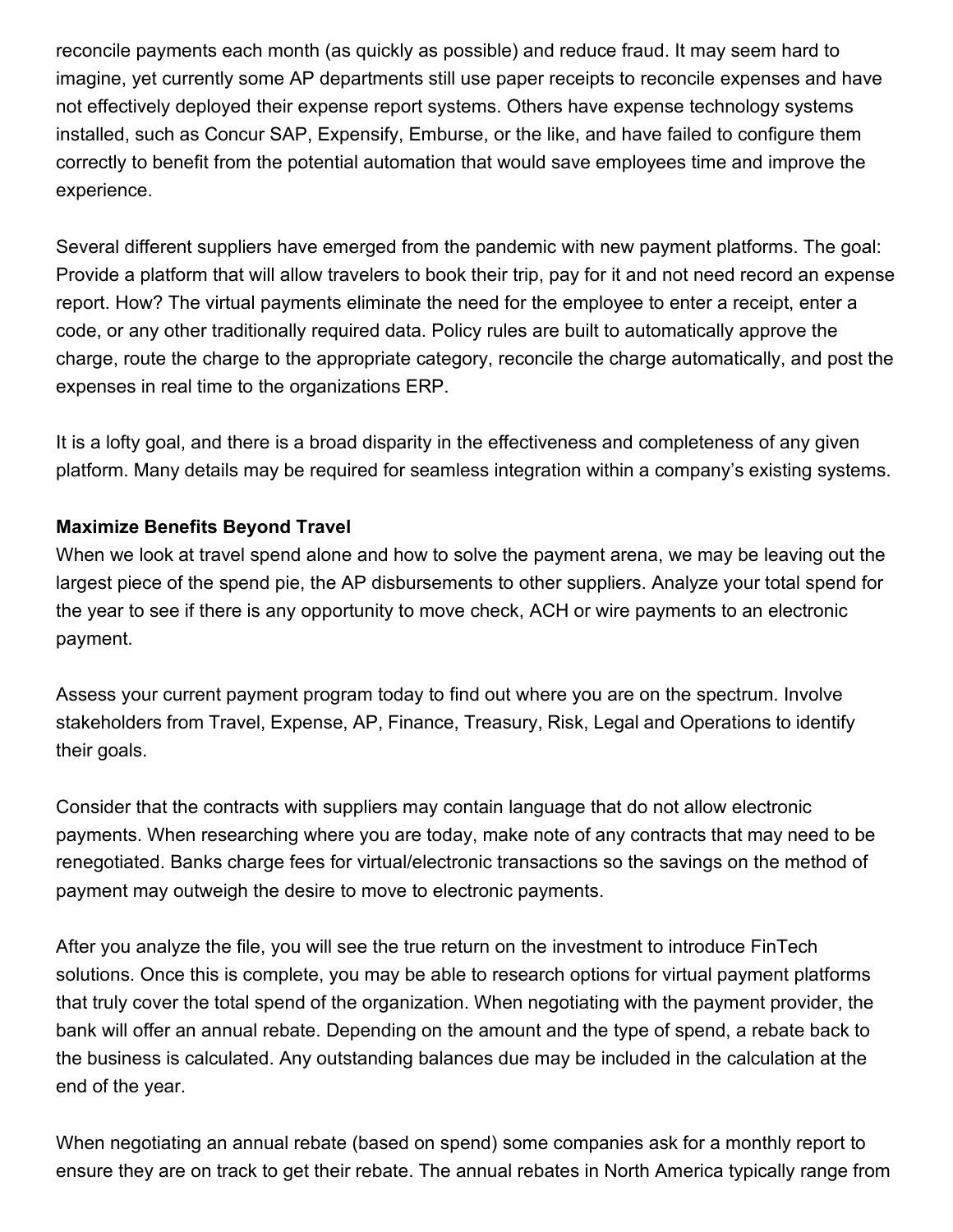reconcile payments each month (as quickly as possible) and reduce fraud. It may seem hard to imagine, yet currently some AP departments still use paper receipts to reconcile expenses and have not effectively deployed their expense report systems. Others have expense technology systems installed, such as Concur SAP, Expensify, Emburse, or the like, and have failed to configure them correctly to benefit from the potential automation that would save employees time and improve the experience.

Several different suppliers have emerged from the pandemic with new payment platforms. The goal: Provide a platform that will allow travelers to book their trip, pay for it and not need record an expense report. How? The virtual payments eliminate the need for the employee to enter a receipt, enter a code, or any other traditionally required data. Policy rules are built to automatically approve the charge, route the charge to the appropriate category, reconcile the charge automatically, and post the expenses in real time to the organizations ERP.

It is a lofty goal, and there is a broad disparity in the effectiveness and completeness of any given platform. Many details may be required for seamless integration within a company's existing systems.

**Maximize Benefits Beyond Travel**

When we look at travel spend alone and how to solve the payment arena, we may be leaving out the largest piece of the spend pie, the AP disbursements to other suppliers. Analyze your total spend for the year to see if there is any opportunity to move check, ACH or wire payments to an electronic payment.

Assess your current payment program today to find out where you are on the spectrum. Involve stakeholders from Travel, Expense, AP, Finance, Treasury, Risk, Legal and Operations to identify their goals.

Consider that the contracts with suppliers may contain language that do not allow electronic payments. When researching where you are today, make note of any contracts that may need to be renegotiated. Banks charge fees for virtual/electronic transactions so the savings on the method of payment may outweigh the desire to move to electronic payments.

After you analyze the file, you will see the true return on the investment to introduce FinTech solutions. Once this is complete, you may be able to research options for virtual payment platforms that truly cover the total spend of the organization. When negotiating with the payment provider, the bank will offer an annual rebate. Depending on the amount and the type of spend, a rebate back to the business is calculated. Any outstanding balances due may be included in the calculation at the end of the year.

When negotiating an annual rebate (based on spend) some companies ask for a monthly report to ensure they are on track to get their rebate. The annual rebates in North America typically range from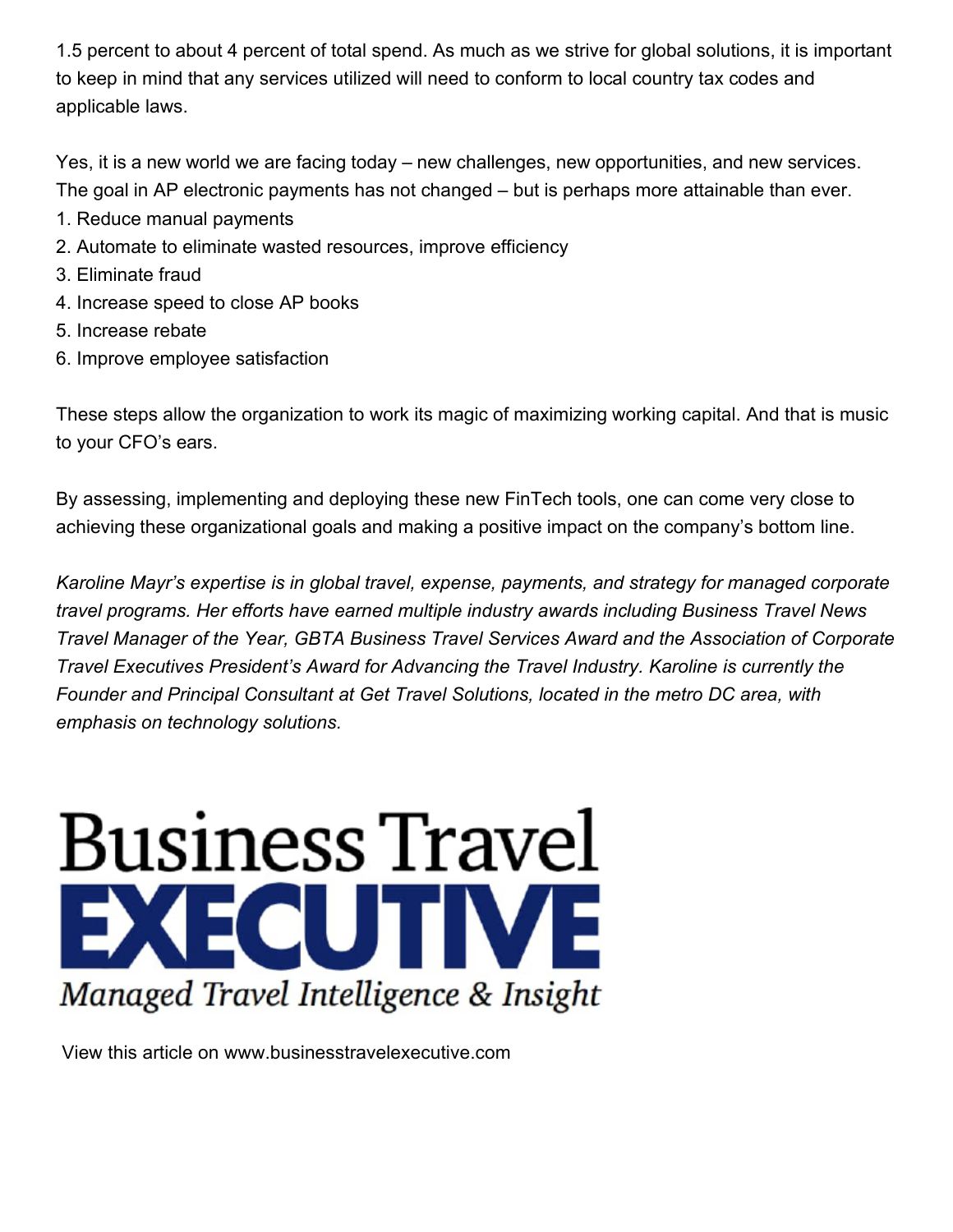1.5 percent to about 4 percent of total spend. As much as we strive for global solutions, it is important to keep in mind that any services utilized will need to conform to local country tax codes and applicable laws.

Yes, it is a new world we are facing today – new challenges, new opportunities, and new services. The goal in AP electronic payments has not changed – but is perhaps more attainable than ever.

1. Reduce manual payments
2. Automate to eliminate wasted resources, improve efficiency
3. Eliminate fraud
4. Increase speed to close AP books
5. Increase rebate
6. Improve employee satisfaction

These steps allow the organization to work its magic of maximizing working capital. And that is music to your CFO's ears.

By assessing, implementing and deploying these new FinTech tools, one can come very close to achieving these organizational goals and making a positive impact on the company's bottom line.

*Karoline Mayr's expertise is in global travel, expense, payments, and strategy for managed corporate travel programs. Her efforts have earned multiple industry awards including Business Travel News Travel Manager of the Year, GBTA Business Travel Services Award and the Association of Corporate Travel Executives President's Award for Advancing the Travel Industry. Karoline is currently the Founder and Principal Consultant at Get Travel Solutions, located in the metro DC area, with emphasis on technology solutions.*

Business Travel
EXECUTIVE
*Managed Travel Intelligence & Insight*

View this article on www.businesstravelexecutive.com